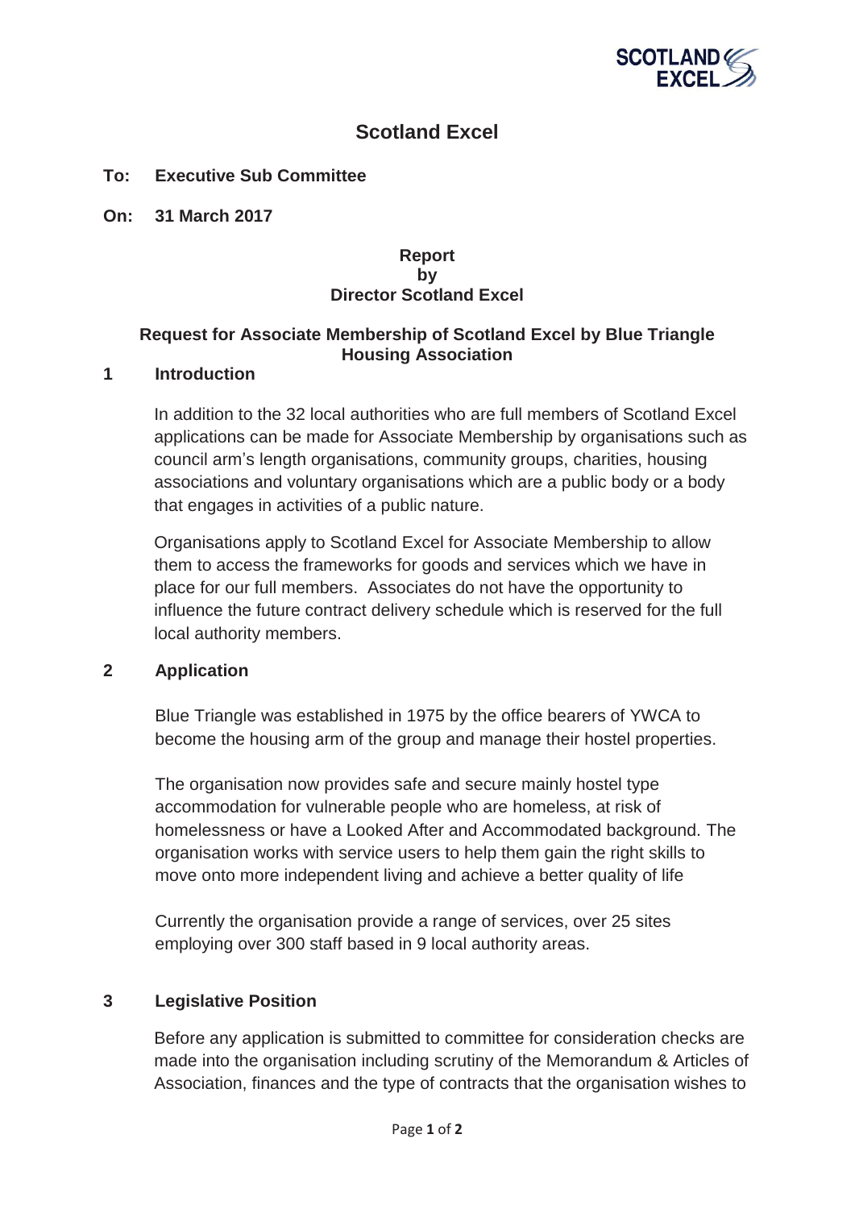# Scotland Excel

**To: Executive Sub Committee**

**On: 31 March 2017**

**Report**
**by**
**Director Scotland Excel**

## Request for Associate Membership of Scotland Excel by Blue Triangle Housing Association

## 1 Introduction

In addition to the 32 local authorities who are full members of Scotland Excel applications can be made for Associate Membership by organisations such as council arm's length organisations, community groups, charities, housing associations and voluntary organisations which are a public body or a body that engages in activities of a public nature.

Organisations apply to Scotland Excel for Associate Membership to allow them to access the frameworks for goods and services which we have in place for our full members. Associates do not have the opportunity to influence the future contract delivery schedule which is reserved for the full local authority members.

## 2 Application

Blue Triangle was established in 1975 by the office bearers of YWCA to become the housing arm of the group and manage their hostel properties.

The organisation now provides safe and secure mainly hostel type accommodation for vulnerable people who are homeless, at risk of homelessness or have a Looked After and Accommodated background. The organisation works with service users to help them gain the right skills to move onto more independent living and achieve a better quality of life

Currently the organisation provide a range of services, over 25 sites employing over 300 staff based in 9 local authority areas.

## 3 Legislative Position

Before any application is submitted to committee for consideration checks are made into the organisation including scrutiny of the Memorandum & Articles of Association, finances and the type of contracts that the organisation wishes to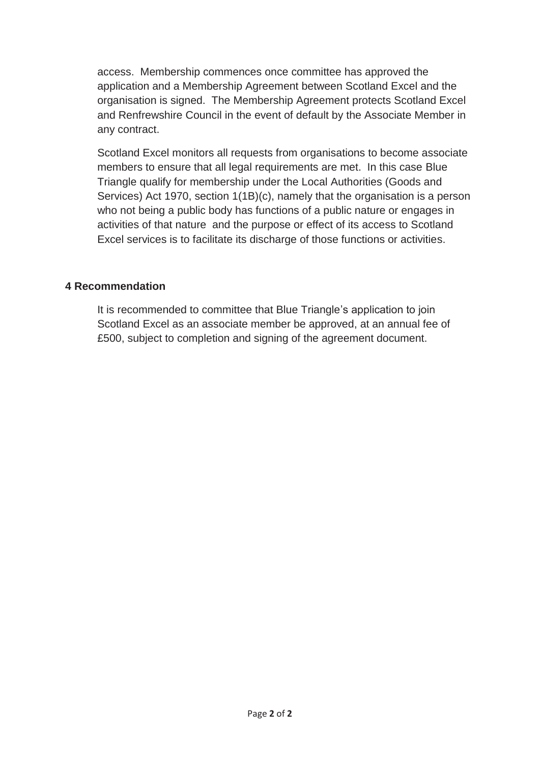access. Membership commences once committee has approved the application and a Membership Agreement between Scotland Excel and the organisation is signed. The Membership Agreement protects Scotland Excel and Renfrewshire Council in the event of default by the Associate Member in any contract.

Scotland Excel monitors all requests from organisations to become associate members to ensure that all legal requirements are met. In this case Blue Triangle qualify for membership under the Local Authorities (Goods and Services) Act 1970, section 1(1B)(c), namely that the organisation is a person who not being a public body has functions of a public nature or engages in activities of that nature and the purpose or effect of its access to Scotland Excel services is to facilitate its discharge of those functions or activities.

## 4 Recommendation

It is recommended to committee that Blue Triangle's application to join Scotland Excel as an associate member be approved, at an annual fee of £500, subject to completion and signing of the agreement document.